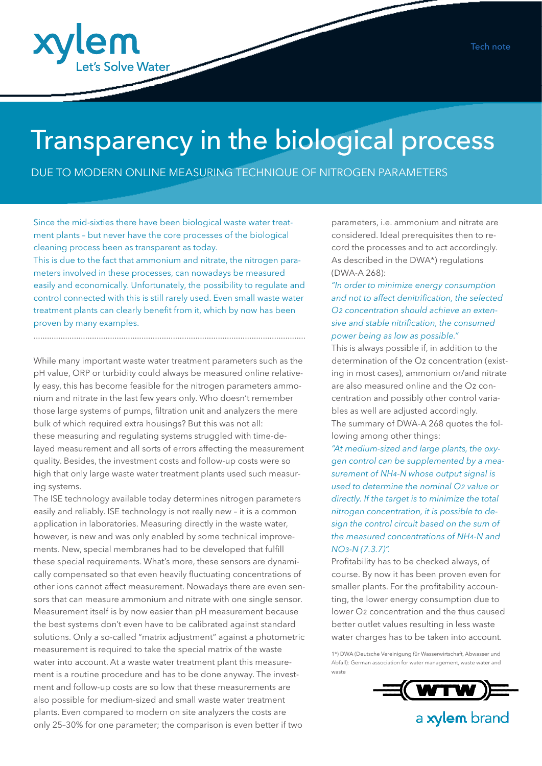Tech note

# Transparency in the biological process

## DUE TO MODERN ONLINE MEASURING TECHNIQUE OF NITROGEN PARAMETERS

Since the mid-sixties there have been biological waste water treatment plants – but never have the core processes of the biological cleaning process been as transparent as today.
This is due to the fact that ammonium and nitrate, the nitrogen parameters involved in these processes, can nowadays be measured easily and economically. Unfortunately, the possibility to regulate and control connected with this is still rarely used. Even small waste water treatment plants can clearly benefit from it, which by now has been proven by many examples.

---

While many important waste water treatment parameters such as the pH value, ORP or turbidity could always be measured online relatively easy, this has become feasible for the nitrogen parameters ammonium and nitrate in the last few years only. Who doesn't remember those large systems of pumps, filtration unit and analyzers the mere bulk of which required extra housings? But this was not all: these measuring and regulating systems struggled with time-delayed measurement and all sorts of errors affecting the measurement quality. Besides, the investment costs and follow-up costs were so high that only large waste water treatment plants used such measuring systems.
The ISE technology available today determines nitrogen parameters easily and reliably. ISE technology is not really new – it is a common application in laboratories. Measuring directly in the waste water, however, is new and was only enabled by some technical improvements. New, special membranes had to be developed that fulfill these special requirements. What's more, these sensors are dynamically compensated so that even heavily fluctuating concentrations of other ions cannot affect measurement. Nowadays there are even sensors that can measure ammonium and nitrate with one single sensor. Measurement itself is by now easier than pH measurement because the best systems don't even have to be calibrated against standard solutions. Only a so-called "matrix adjustment" against a photometric measurement is required to take the special matrix of the waste water into account. At a waste water treatment plant this measurement is a routine procedure and has to be done anyway. The investment and follow-up costs are so low that these measurements are also possible for medium-sized and small waste water treatment plants. Even compared to modern on site analyzers the costs are only 25–30% for one parameter; the comparison is even better if two parameters, i.e. ammonium and nitrate are considered. Ideal prerequisites then to record the processes and to act accordingly.
As described in the DWA*) regulations (DWA-A 268):
*"In order to minimize energy consumption and not to affect denitrification, the selected $O_2$ concentration should achieve an extensive and stable nitrification, the consumed power being as low as possible."*
This is always possible if, in addition to the determination of the $O_2$ concentration (existing in most cases), ammonium or/and nitrate are also measured online and the $O_2$ concentration and possibly other control variables as well are adjusted accordingly.
The summary of DWA-A 268 quotes the following among other things:
*"At medium-sized and large plants, the oxygen control can be supplemented by a measurement of $NH_4$-N whose output signal is used to determine the nominal $O_2$ value or directly. If the target is to minimize the total nitrogen concentration, it is possible to design the control circuit based on the sum of the measured concentrations of $NH_4$-N and $NO_3$-N (7.3.7)".*
Profitability has to be checked always, of course. By now it has been proven even for smaller plants. For the profitability accounting, the lower energy consumption due to lower $O_2$ concentration and the thus caused better outlet values resulting in less waste water charges has to be taken into account.

1*) DWA (Deutsche Vereinigung für Wasserwirtschaft, Abwasser und Abfall): German association for water management, waste water and waste

WTW a xylem brand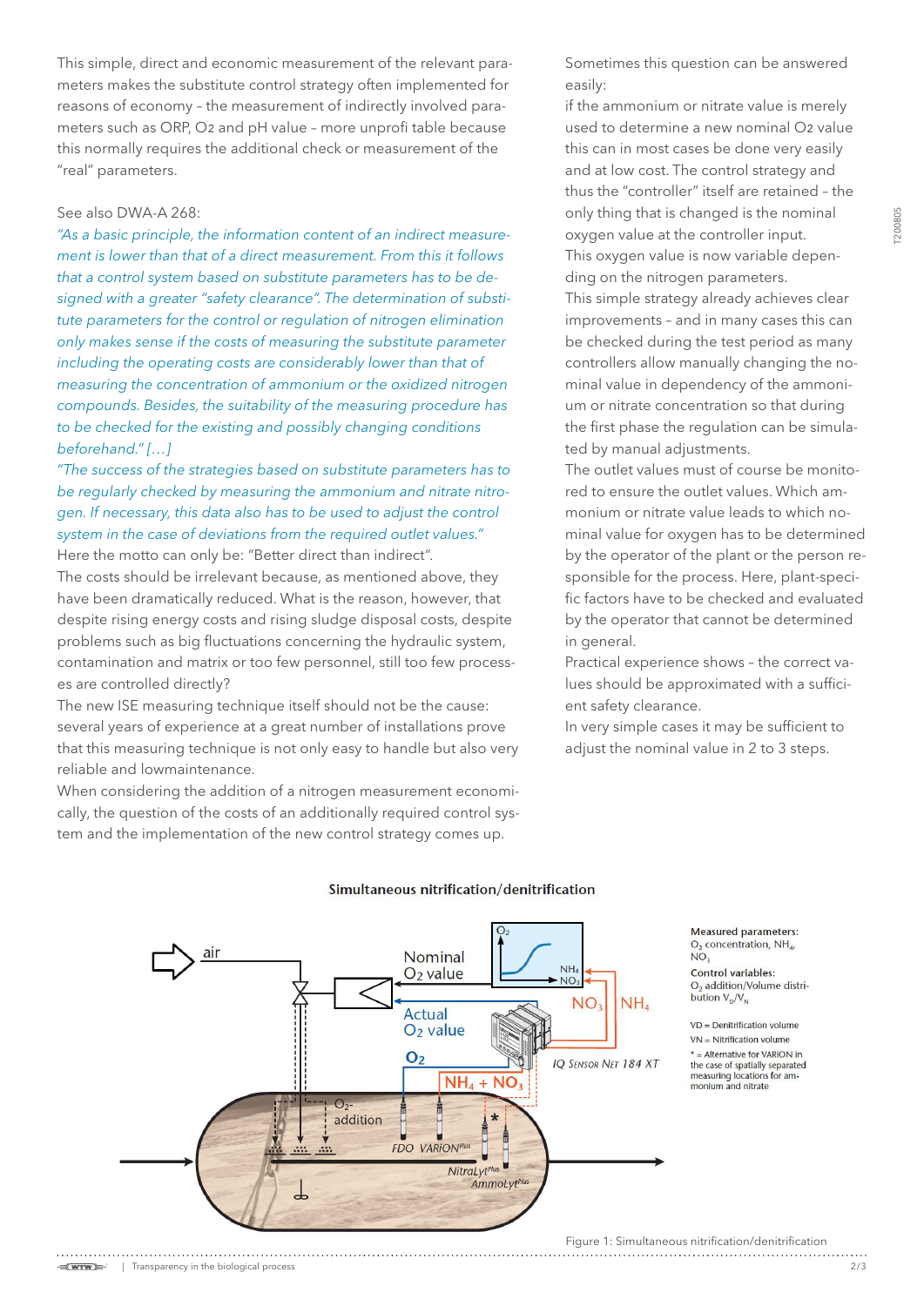This simple, direct and economic measurement of the relevant parameters makes the substitute control strategy often implemented for reasons of economy – the measurement of indirectly involved parameters such as ORP, O2 and pH value – more unprofi table because this normally requires the additional check or measurement of the "real" parameters.

See also DWA-A 268:

*"As a basic principle, the information content of an indirect measurement is lower than that of a direct measurement. From this it follows that a control system based on substitute parameters has to be designed with a greater "safety clearance". The determination of substitute parameters for the control or regulation of nitrogen elimination only makes sense if the costs of measuring the substitute parameter including the operating costs are considerably lower than that of measuring the concentration of ammonium or the oxidized nitrogen compounds. Besides, the suitability of the measuring procedure has to be checked for the existing and possibly changing conditions beforehand." […]*

*"The success of the strategies based on substitute parameters has to be regularly checked by measuring the ammonium and nitrate nitrogen. If necessary, this data also has to be used to adjust the control system in the case of deviations from the required outlet values."*

Here the motto can only be: "Better direct than indirect".

The costs should be irrelevant because, as mentioned above, they have been dramatically reduced. What is the reason, however, that despite rising energy costs and rising sludge disposal costs, despite problems such as big fluctuations concerning the hydraulic system, contamination and matrix or too few personnel, still too few processes are controlled directly?

The new ISE measuring technique itself should not be the cause: several years of experience at a great number of installations prove that this measuring technique is not only easy to handle but also very reliable and lowmaintenance.

When considering the addition of a nitrogen measurement economically, the question of the costs of an additionally required control system and the implementation of the new control strategy comes up.

Sometimes this question can be answered easily:

if the ammonium or nitrate value is merely used to determine a new nominal O2 value this can in most cases be done very easily and at low cost. The control strategy and thus the "controller" itself are retained – the only thing that is changed is the nominal oxygen value at the controller input.

This oxygen value is now variable depending on the nitrogen parameters.

This simple strategy already achieves clear improvements – and in many cases this can be checked during the test period as many controllers allow manually changing the nominal value in dependency of the ammonium or nitrate concentration so that during the first phase the regulation can be simulated by manual adjustments.

The outlet values must of course be monitored to ensure the outlet values. Which ammonium or nitrate value leads to which nominal value for oxygen has to be determined by the operator of the plant or the person responsible for the process. Here, plant-specific factors have to be checked and evaluated by the operator that cannot be determined in general.

Practical experience shows – the correct values should be approximated with a sufficient safety clearance.

In very simple cases it may be sufficient to adjust the nominal value in 2 to 3 steps.

**Simultaneous nitrification/denitrification**

**Measured parameters:**
$O_2$ concentration, $NH_4$, $NO_3$

**Control variables:**
$O_2$ addition/Volume distribution $V_D/V_N$

VD = Denitrification volume
VN = Nitrification volume

\* = Alternative for VARION in the case of spatially separated measuring locations for ammonium and nitrate

Figure 1: Simultaneous nitrification/denitrification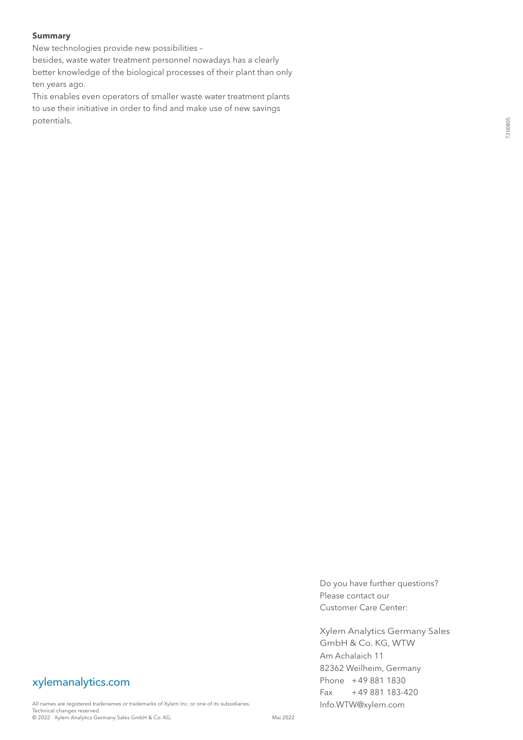**Summary**

New technologies provide new possibilities –
besides, waste water treatment personnel nowadays has a clearly better knowledge of the biological processes of their plant than only ten years ago.
This enables even operators of smaller waste water treatment plants to use their initiative in order to find and make use of new savings potentials.

T200805

Do you have further questions?
Please contact our
Customer Care Center:

Xylem Analytics Germany Sales GmbH & Co. KG, WTW
Am Achalaich 11
82362 Weilheim, Germany
Phone +49 881 1830
Fax +49 881 183-420
Info.WTW@xylem.com

xylemanalytics.com

All names are registered tradenames or trademarks of Xylem Inc. or one of its subsidiaries.
Technical changes reserved.
© 2022 Xylem Analytics Germany Sales GmbH & Co. KG.

Mai 2022